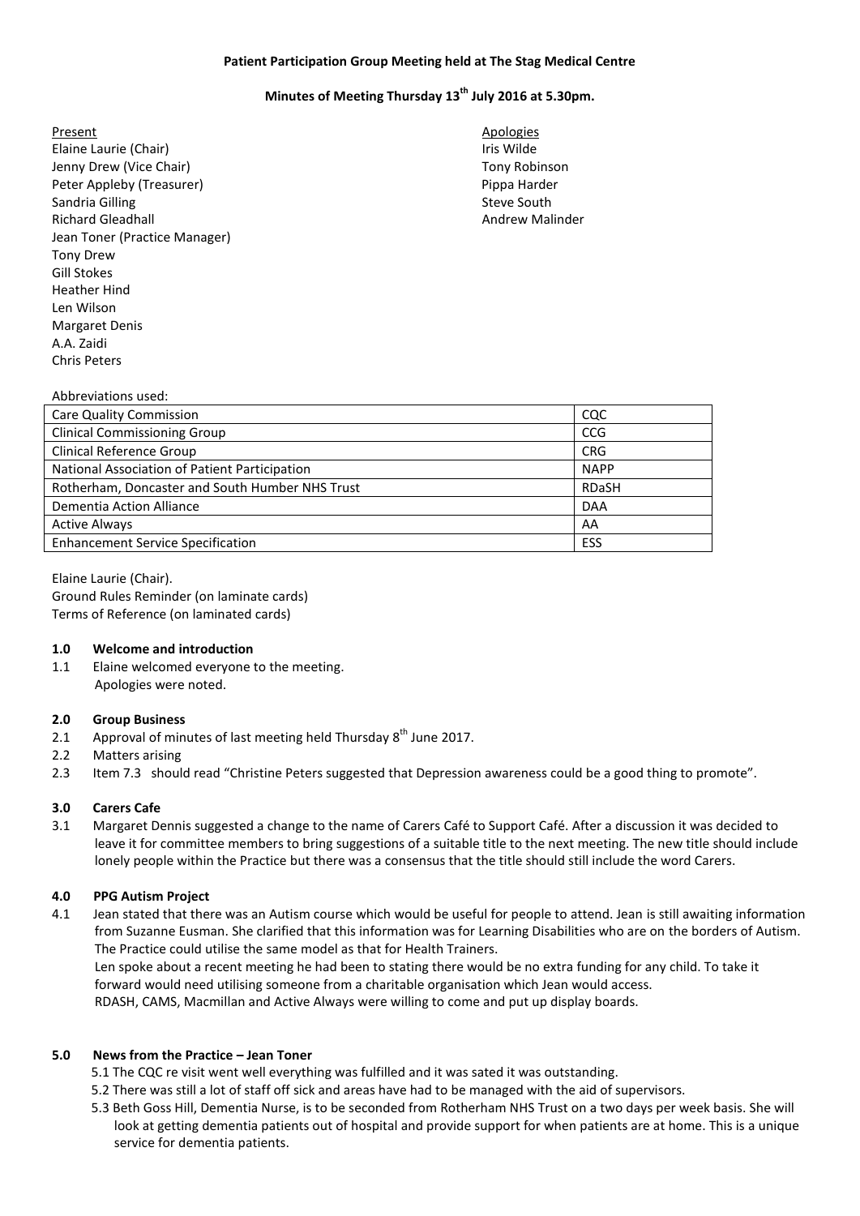**Patient Participation Group Meeting held at The Stag Medical Centre**

**Minutes of Meeting Thursday 13th July 2016 at 5.30pm.**

Present
Elaine Laurie (Chair)
Jenny Drew (Vice Chair)
Peter Appleby (Treasurer)
Sandria Gilling
Richard Gleadhall
Jean Toner (Practice Manager)
Tony Drew
Gill Stokes
Heather Hind
Len Wilson
Margaret Denis
A.A. Zaidi
Chris Peters

Apologies
Iris Wilde
Tony Robinson
Pippa Harder
Steve South
Andrew Malinder

Abbreviations used:

| | |
|---|---|
| Care Quality Commission | CQC |
| Clinical Commissioning Group | CCG |
| Clinical Reference Group | CRG |
| National Association of Patient Participation | NAPP |
| Rotherham, Doncaster and South Humber NHS Trust | RDaSH |
| Dementia Action Alliance | DAA |
| Active Always | AA |
| Enhancement Service Specification | ESS |

Elaine Laurie (Chair).
Ground Rules Reminder (on laminate cards)
Terms of Reference (on laminated cards)

**1.0 Welcome and introduction**

1.1 Elaine welcomed everyone to the meeting.
Apologies were noted.

**2.0 Group Business**

2.1 Approval of minutes of last meeting held Thursday 8th June 2017.

2.2 Matters arising

2.3 Item 7.3 should read "Christine Peters suggested that Depression awareness could be a good thing to promote".

**3.0 Carers Cafe**

3.1 Margaret Dennis suggested a change to the name of Carers Café to Support Café. After a discussion it was decided to leave it for committee members to bring suggestions of a suitable title to the next meeting. The new title should include lonely people within the Practice but there was a consensus that the title should still include the word Carers.

**4.0 PPG Autism Project**

4.1 Jean stated that there was an Autism course which would be useful for people to attend. Jean is still awaiting information from Suzanne Eusman. She clarified that this information was for Learning Disabilities who are on the borders of Autism. The Practice could utilise the same model as that for Health Trainers.
Len spoke about a recent meeting he had been to stating there would be no extra funding for any child. To take it forward would need utilising someone from a charitable organisation which Jean would access.
RDASH, CAMS, Macmillan and Active Always were willing to come and put up display boards.

**5.0 News from the Practice – Jean Toner**

5.1 The CQC re visit went well everything was fulfilled and it was sated it was outstanding.

5.2 There was still a lot of staff off sick and areas have had to be managed with the aid of supervisors.

5.3 Beth Goss Hill, Dementia Nurse, is to be seconded from Rotherham NHS Trust on a two days per week basis. She will look at getting dementia patients out of hospital and provide support for when patients are at home. This is a unique service for dementia patients.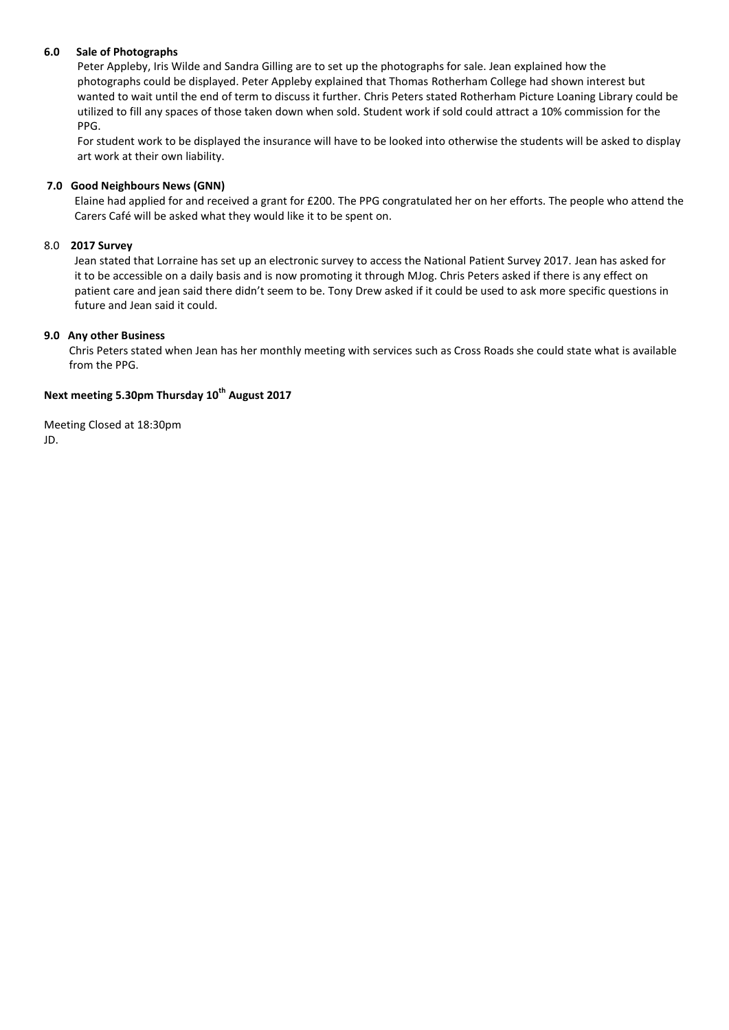**6.0 Sale of Photographs**

Peter Appleby, Iris Wilde and Sandra Gilling are to set up the photographs for sale. Jean explained how the photographs could be displayed. Peter Appleby explained that Thomas Rotherham College had shown interest but wanted to wait until the end of term to discuss it further. Chris Peters stated Rotherham Picture Loaning Library could be utilized to fill any spaces of those taken down when sold. Student work if sold could attract a 10% commission for the PPG.

For student work to be displayed the insurance will have to be looked into otherwise the students will be asked to display art work at their own liability.

**7.0 Good Neighbours News (GNN)**

Elaine had applied for and received a grant for £200. The PPG congratulated her on her efforts. The people who attend the Carers Café will be asked what they would like it to be spent on.

8.0 **2017 Survey**

Jean stated that Lorraine has set up an electronic survey to access the National Patient Survey 2017. Jean has asked for it to be accessible on a daily basis and is now promoting it through MJog. Chris Peters asked if there is any effect on patient care and jean said there didn't seem to be. Tony Drew asked if it could be used to ask more specific questions in future and Jean said it could.

**9.0 Any other Business**

Chris Peters stated when Jean has her monthly meeting with services such as Cross Roads she could state what is available from the PPG.

**Next meeting 5.30pm Thursday 10th August 2017**

Meeting Closed at 18:30pm
JD.